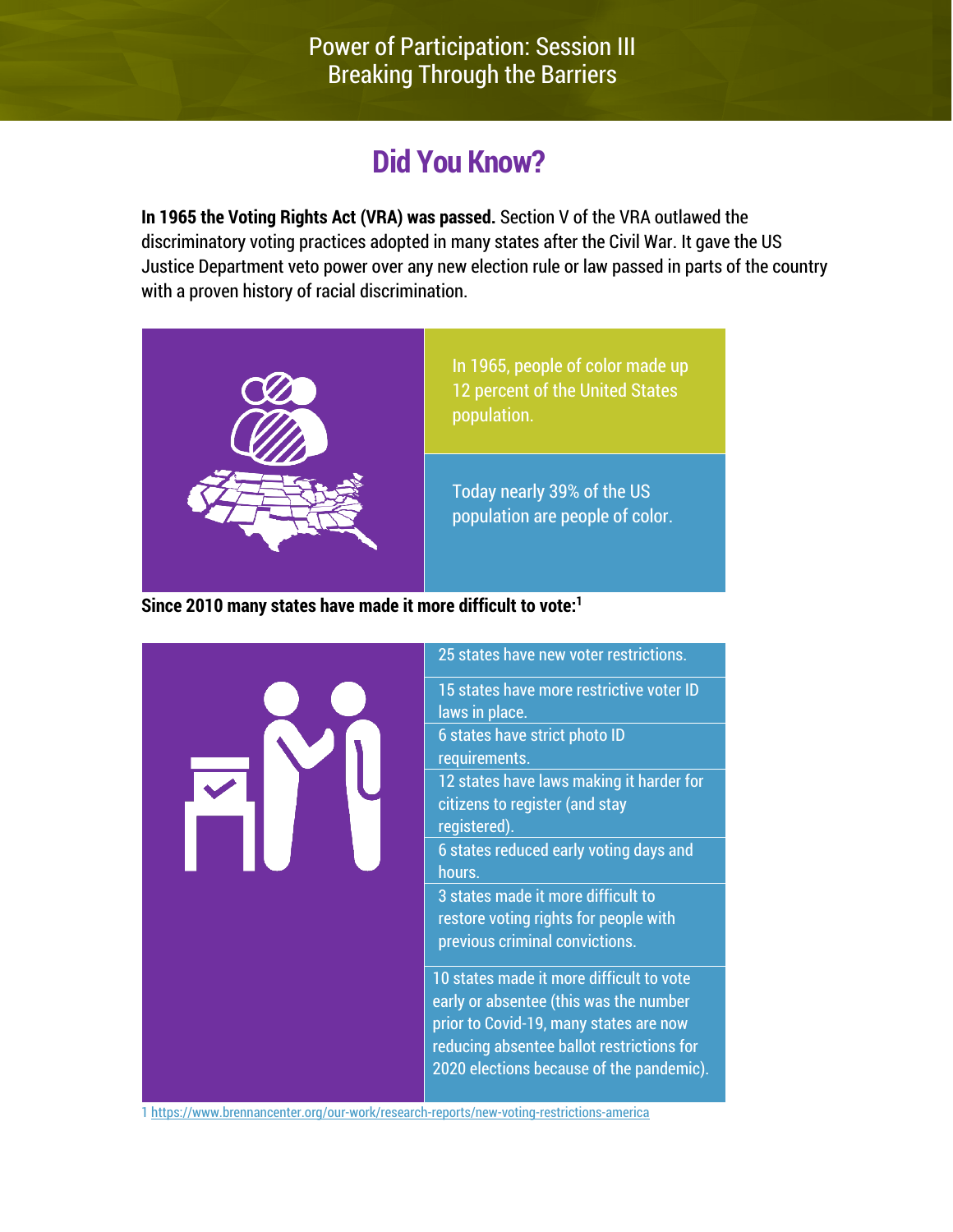# Power of Participation: Session III
## Breaking Through the Barriers

## Did You Know?

**In 1965 the Voting Rights Act (VRA) was passed.** Section V of the VRA outlawed the discriminatory voting practices adopted in many states after the Civil War. It gave the US Justice Department veto power over any new election rule or law passed in parts of the country with a proven history of racial discrimination.

In 1965, people of color made up 12 percent of the United States population.

Today nearly 39% of the US population are people of color.

**Since 2010 many states have made it more difficult to vote:**[1]

- 25 states have new voter restrictions.
- 15 states have more restrictive voter ID laws in place.
- 6 states have strict photo ID requirements.
- 12 states have laws making it harder for citizens to register (and stay registered).
- 6 states reduced early voting days and hours.
- 3 states made it more difficult to restore voting rights for people with previous criminal convictions.
- 10 states made it more difficult to vote early or absentee (this was the number prior to Covid-19, many states are now reducing absentee ballot restrictions for 2020 elections because of the pandemic).

1 https://www.brennancenter.org/our-work/research-reports/new-voting-restrictions-america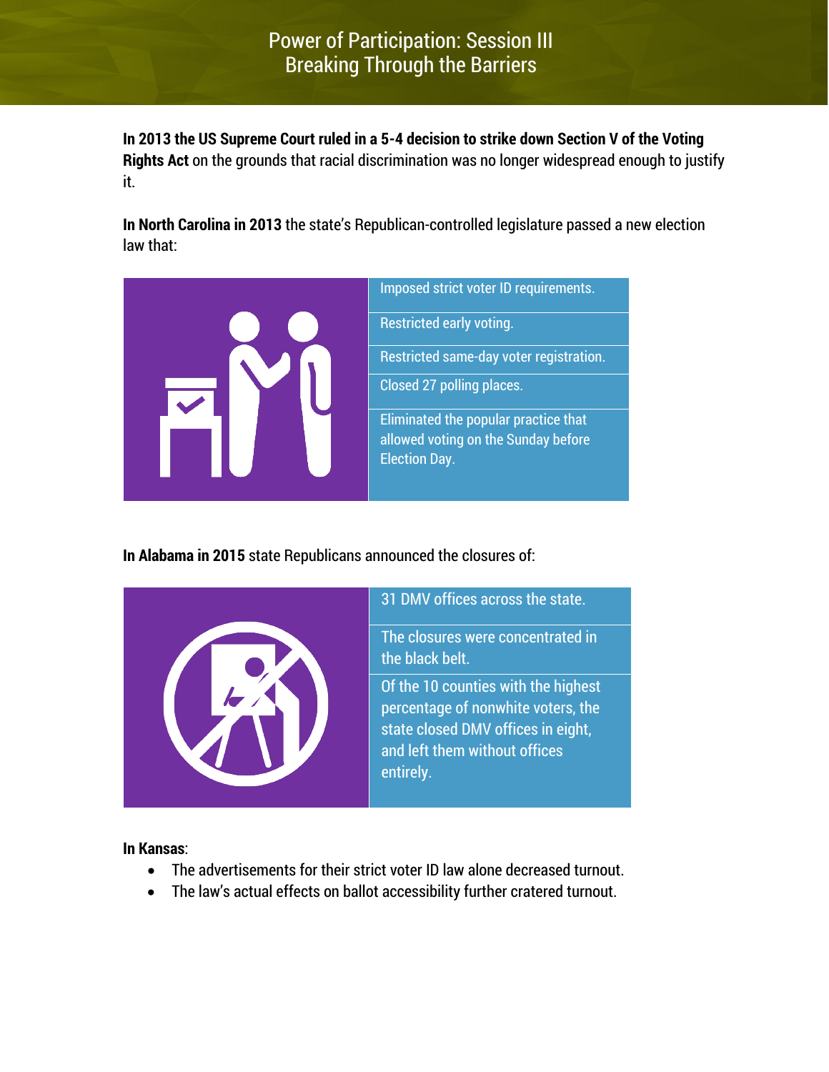# Power of Participation: Session III
## Breaking Through the Barriers

**In 2013 the US Supreme Court ruled in a 5-4 decision to strike down Section V of the Voting Rights Act** on the grounds that racial discrimination was no longer widespread enough to justify it.

**In North Carolina in 2013** the state's Republican-controlled legislature passed a new election law that:

- Imposed strict voter ID requirements.
- Restricted early voting.
- Restricted same-day voter registration.
- Closed 27 polling places.
- Eliminated the popular practice that allowed voting on the Sunday before Election Day.

**In Alabama in 2015** state Republicans announced the closures of:

- 31 DMV offices across the state.
- The closures were concentrated in the black belt.
- Of the 10 counties with the highest percentage of nonwhite voters, the state closed DMV offices in eight, and left them without offices entirely.

**In Kansas**:

- The advertisements for their strict voter ID law alone decreased turnout.
- The law's actual effects on ballot accessibility further cratered turnout.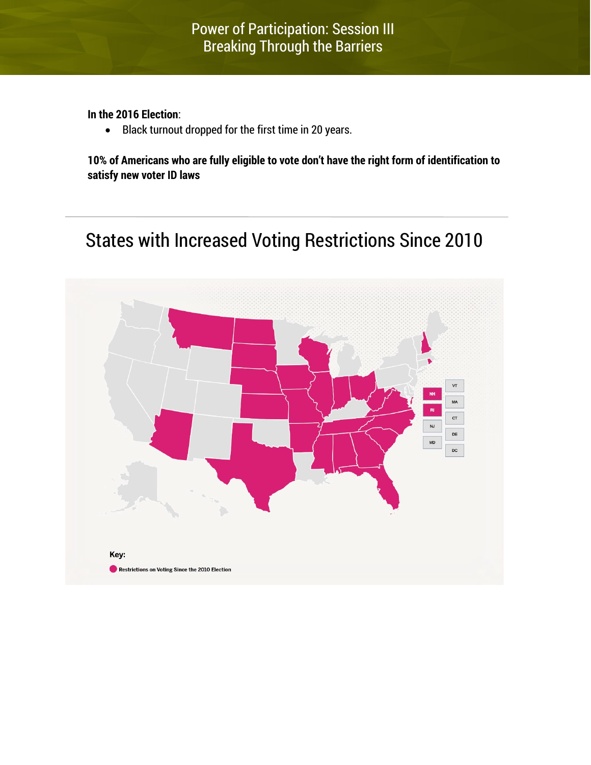# Power of Participation: Session III
## Breaking Through the Barriers

**In the 2016 Election**:

- Black turnout dropped for the first time in 20 years.

**10% of Americans who are fully eligible to vote don't have the right form of identification to satisfy new voter ID laws**

---

## States with Increased Voting Restrictions Since 2010

Key:

Restrictions on Voting Since the 2010 Election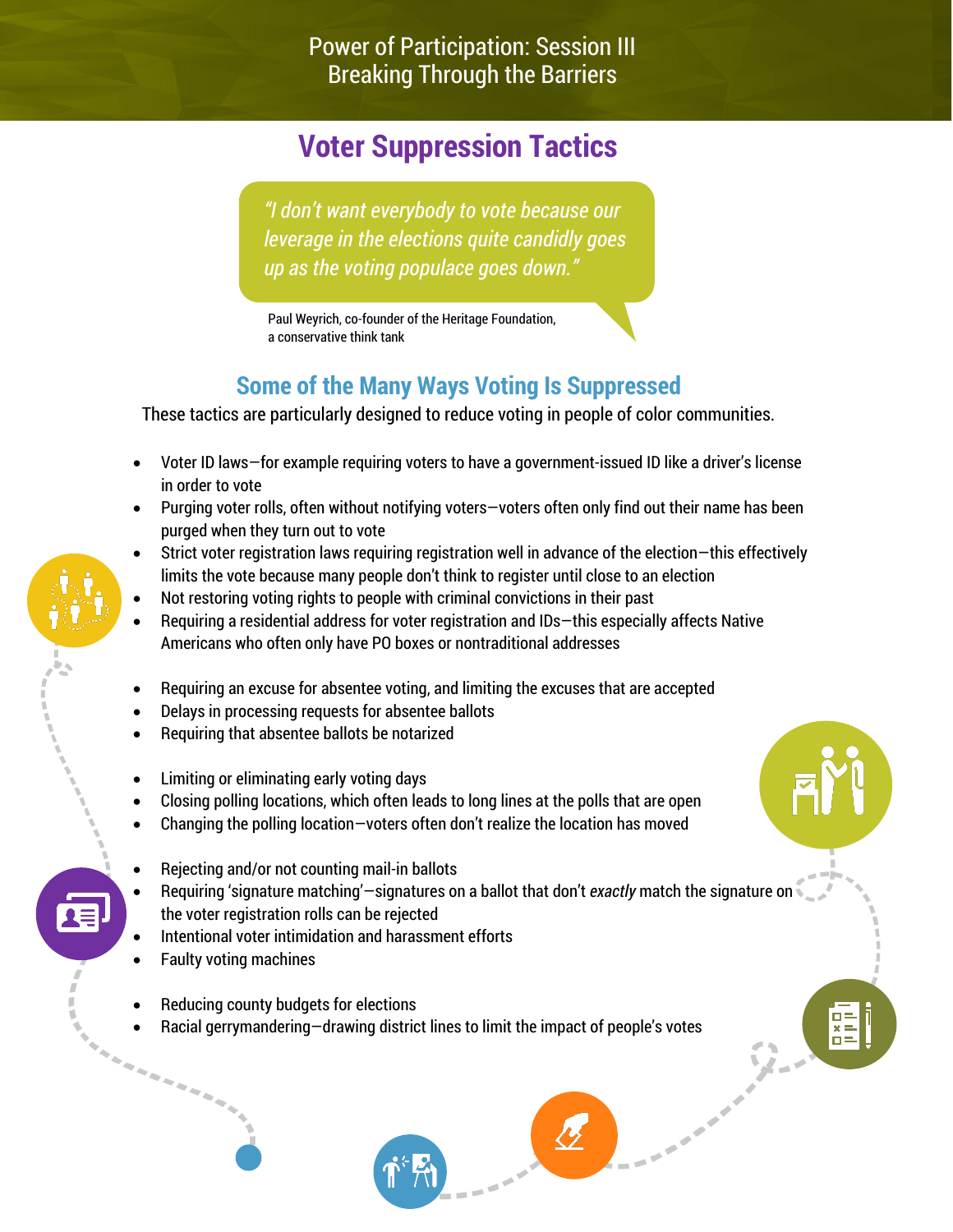Power of Participation: Session III
Breaking Through the Barriers

# Voter Suppression Tactics

> *"I don't want everybody to vote because our leverage in the elections quite candidly goes up as the voting populace goes down."*

Paul Weyrich, co-founder of the Heritage Foundation, a conservative think tank

## Some of the Many Ways Voting Is Suppressed

These tactics are particularly designed to reduce voting in people of color communities.

- Voter ID laws—for example requiring voters to have a government-issued ID like a driver's license in order to vote
- Purging voter rolls, often without notifying voters—voters often only find out their name has been purged when they turn out to vote
- Strict voter registration laws requiring registration well in advance of the election—this effectively limits the vote because many people don't think to register until close to an election
- Not restoring voting rights to people with criminal convictions in their past
- Requiring a residential address for voter registration and IDs—this especially affects Native Americans who often only have PO boxes or nontraditional addresses

- Requiring an excuse for absentee voting, and limiting the excuses that are accepted
- Delays in processing requests for absentee ballots
- Requiring that absentee ballots be notarized

- Limiting or eliminating early voting days
- Closing polling locations, which often leads to long lines at the polls that are open
- Changing the polling location—voters often don't realize the location has moved

- Rejecting and/or not counting mail-in ballots
- Requiring 'signature matching'—signatures on a ballot that don't *exactly* match the signature on the voter registration rolls can be rejected
- Intentional voter intimidation and harassment efforts
- Faulty voting machines

- Reducing county budgets for elections
- Racial gerrymandering—drawing district lines to limit the impact of people's votes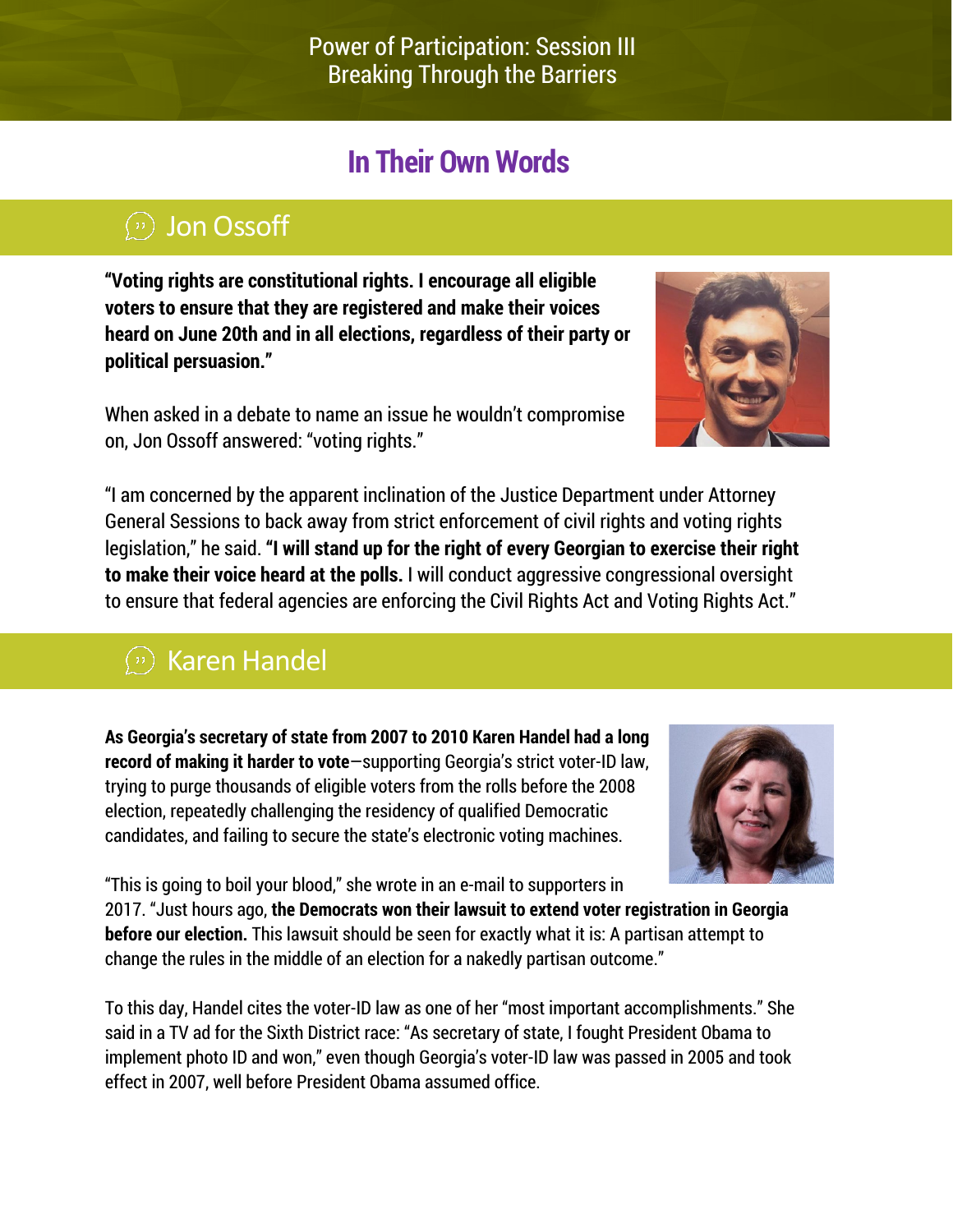Power of Participation: Session III
Breaking Through the Barriers

# In Their Own Words

## Jon Ossoff

**"Voting rights are constitutional rights. I encourage all eligible voters to ensure that they are registered and make their voices heard on June 20th and in all elections, regardless of their party or political persuasion."**

When asked in a debate to name an issue he wouldn't compromise on, Jon Ossoff answered: "voting rights."

"I am concerned by the apparent inclination of the Justice Department under Attorney General Sessions to back away from strict enforcement of civil rights and voting rights legislation," he said. **"I will stand up for the right of every Georgian to exercise their right to make their voice heard at the polls.** I will conduct aggressive congressional oversight to ensure that federal agencies are enforcing the Civil Rights Act and Voting Rights Act."

## Karen Handel

**As Georgia's secretary of state from 2007 to 2010 Karen Handel had a long record of making it harder to vote**—supporting Georgia's strict voter-ID law, trying to purge thousands of eligible voters from the rolls before the 2008 election, repeatedly challenging the residency of qualified Democratic candidates, and failing to secure the state's electronic voting machines.

"This is going to boil your blood," she wrote in an e-mail to supporters in 2017. "Just hours ago, **the Democrats won their lawsuit to extend voter registration in Georgia before our election.** This lawsuit should be seen for exactly what it is: A partisan attempt to change the rules in the middle of an election for a nakedly partisan outcome."

To this day, Handel cites the voter-ID law as one of her "most important accomplishments." She said in a TV ad for the Sixth District race: "As secretary of state, I fought President Obama to implement photo ID and won," even though Georgia's voter-ID law was passed in 2005 and took effect in 2007, well before President Obama assumed office.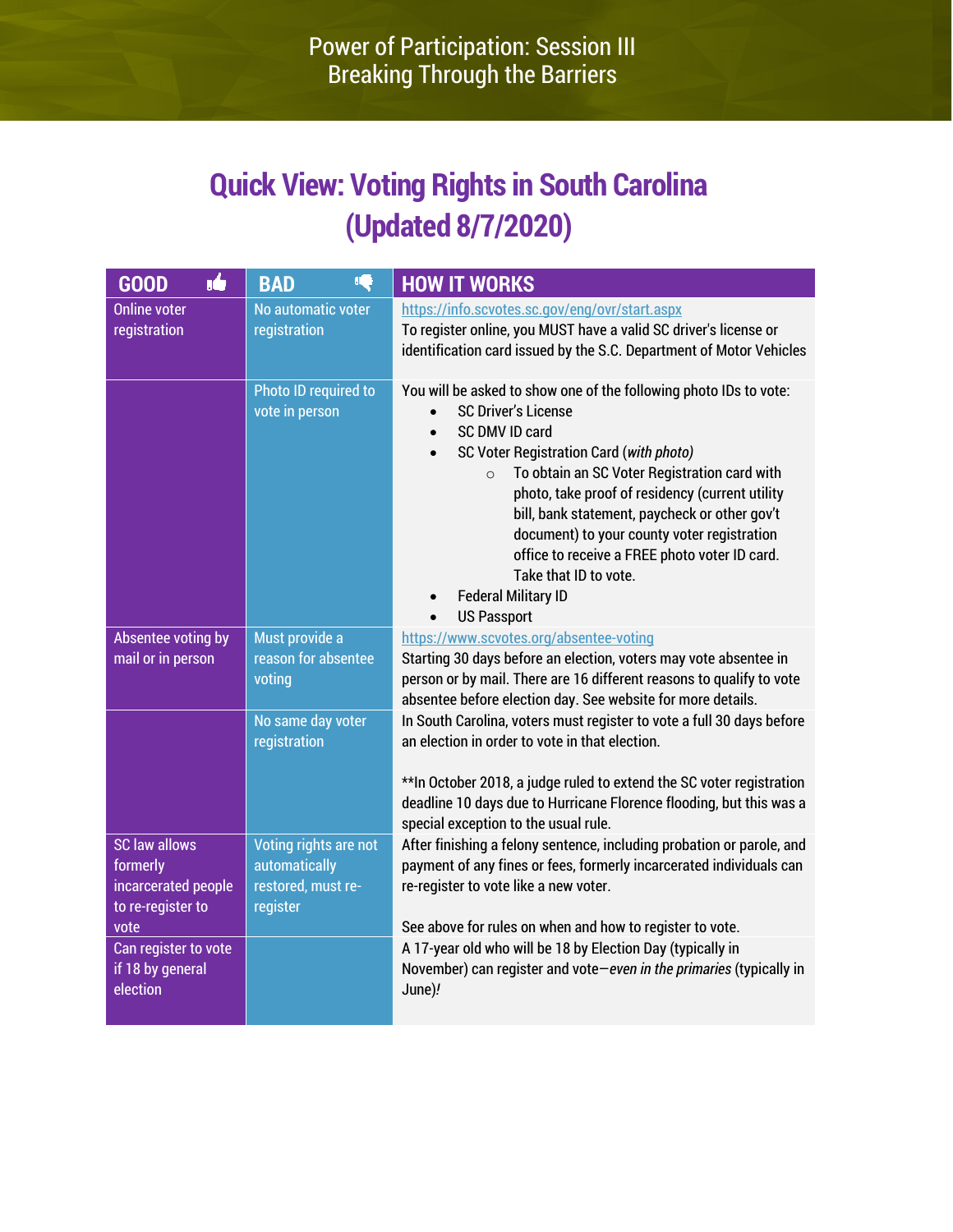Power of Participation: Session III
Breaking Through the Barriers

# Quick View: Voting Rights in South Carolina (Updated 8/7/2020)

| GOOD | BAD | HOW IT WORKS |
|---|---|---|
| Online voter registration | No automatic voter registration | https://info.scvotes.sc.gov/eng/ovr/start.aspx<br>To register online, you MUST have a valid SC driver's license or identification card issued by the S.C. Department of Motor Vehicles |
| | Photo ID required to vote in person | You will be asked to show one of the following photo IDs to vote:<br>• SC Driver's License<br>• SC DMV ID card<br>• SC Voter Registration Card (*with photo)*<br>  ○ To obtain an SC Voter Registration card with photo, take proof of residency (current utility bill, bank statement, paycheck or other gov't document) to your county voter registration office to receive a FREE photo voter ID card. Take that ID to vote.<br>• Federal Military ID<br>• US Passport |
| Absentee voting by mail or in person | Must provide a reason for absentee voting | https://www.scvotes.org/absentee-voting<br>Starting 30 days before an election, voters may vote absentee in person or by mail. There are 16 different reasons to qualify to vote absentee before election day. See website for more details. |
| | No same day voter registration | In South Carolina, voters must register to vote a full 30 days before an election in order to vote in that election.<br><br>**In October 2018, a judge ruled to extend the SC voter registration deadline 10 days due to Hurricane Florence flooding, but this was a special exception to the usual rule. |
| SC law allows formerly incarcerated people to re-register to vote | Voting rights are not automatically restored, must re-register | After finishing a felony sentence, including probation or parole, and payment of any fines or fees, formerly incarcerated individuals can re-register to vote like a new voter.<br><br>See above for rules on when and how to register to vote. |
| Can register to vote if 18 by general election | | A 17-year old who will be 18 by Election Day (typically in November) can register and vote—*even in the primaries* (typically in June)*!* |